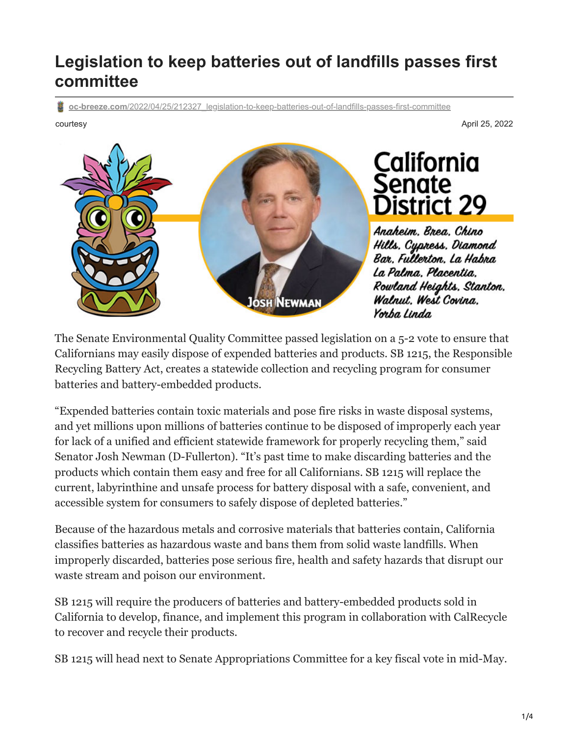# Legislation to keep batteries out of landfills passes first committee

oc-breeze.com/2022/04/25/212327_legislation-to-keep-batteries-out-of-landfills-passes-first-committee

courtesy

April 25, 2022

The Senate Environmental Quality Committee passed legislation on a 5-2 vote to ensure that Californians may easily dispose of expended batteries and products. SB 1215, the Responsible Recycling Battery Act, creates a statewide collection and recycling program for consumer batteries and battery-embedded products.

"Expended batteries contain toxic materials and pose fire risks in waste disposal systems, and yet millions upon millions of batteries continue to be disposed of improperly each year for lack of a unified and efficient statewide framework for properly recycling them," said Senator Josh Newman (D-Fullerton). "It's past time to make discarding batteries and the products which contain them easy and free for all Californians. SB 1215 will replace the current, labyrinthine and unsafe process for battery disposal with a safe, convenient, and accessible system for consumers to safely dispose of depleted batteries."

Because of the hazardous metals and corrosive materials that batteries contain, California classifies batteries as hazardous waste and bans them from solid waste landfills. When improperly discarded, batteries pose serious fire, health and safety hazards that disrupt our waste stream and poison our environment.

SB 1215 will require the producers of batteries and battery-embedded products sold in California to develop, finance, and implement this program in collaboration with CalRecycle to recover and recycle their products.

SB 1215 will head next to Senate Appropriations Committee for a key fiscal vote in mid-May.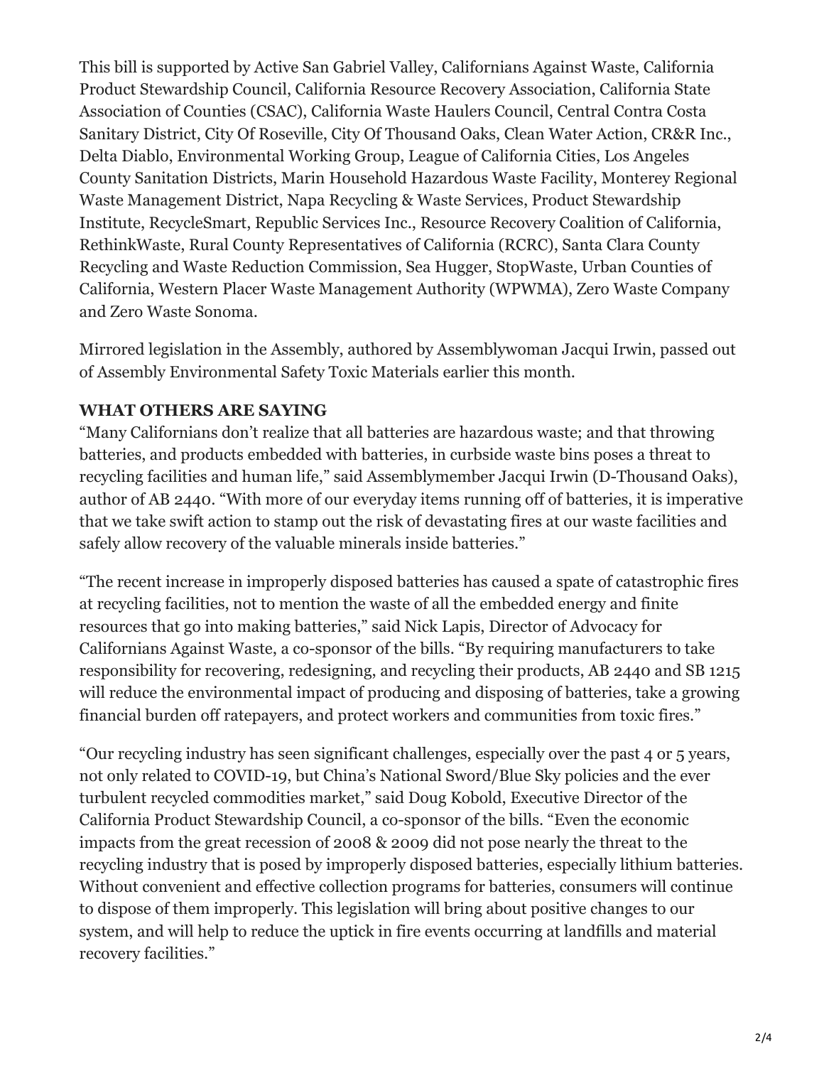This bill is supported by Active San Gabriel Valley, Californians Against Waste, California Product Stewardship Council, California Resource Recovery Association, California State Association of Counties (CSAC), California Waste Haulers Council, Central Contra Costa Sanitary District, City Of Roseville, City Of Thousand Oaks, Clean Water Action, CR&R Inc., Delta Diablo, Environmental Working Group, League of California Cities, Los Angeles County Sanitation Districts, Marin Household Hazardous Waste Facility, Monterey Regional Waste Management District, Napa Recycling & Waste Services, Product Stewardship Institute, RecycleSmart, Republic Services Inc., Resource Recovery Coalition of California, RethinkWaste, Rural County Representatives of California (RCRC), Santa Clara County Recycling and Waste Reduction Commission, Sea Hugger, StopWaste, Urban Counties of California, Western Placer Waste Management Authority (WPWMA), Zero Waste Company and Zero Waste Sonoma.

Mirrored legislation in the Assembly, authored by Assemblywoman Jacqui Irwin, passed out of Assembly Environmental Safety Toxic Materials earlier this month.

**WHAT OTHERS ARE SAYING**

"Many Californians don't realize that all batteries are hazardous waste; and that throwing batteries, and products embedded with batteries, in curbside waste bins poses a threat to recycling facilities and human life," said Assemblymember Jacqui Irwin (D-Thousand Oaks), author of AB 2440. "With more of our everyday items running off of batteries, it is imperative that we take swift action to stamp out the risk of devastating fires at our waste facilities and safely allow recovery of the valuable minerals inside batteries."

"The recent increase in improperly disposed batteries has caused a spate of catastrophic fires at recycling facilities, not to mention the waste of all the embedded energy and finite resources that go into making batteries," said Nick Lapis, Director of Advocacy for Californians Against Waste, a co-sponsor of the bills. "By requiring manufacturers to take responsibility for recovering, redesigning, and recycling their products, AB 2440 and SB 1215 will reduce the environmental impact of producing and disposing of batteries, take a growing financial burden off ratepayers, and protect workers and communities from toxic fires."

"Our recycling industry has seen significant challenges, especially over the past 4 or 5 years, not only related to COVID-19, but China's National Sword/Blue Sky policies and the ever turbulent recycled commodities market," said Doug Kobold, Executive Director of the California Product Stewardship Council, a co-sponsor of the bills. "Even the economic impacts from the great recession of 2008 & 2009 did not pose nearly the threat to the recycling industry that is posed by improperly disposed batteries, especially lithium batteries. Without convenient and effective collection programs for batteries, consumers will continue to dispose of them improperly. This legislation will bring about positive changes to our system, and will help to reduce the uptick in fire events occurring at landfills and material recovery facilities."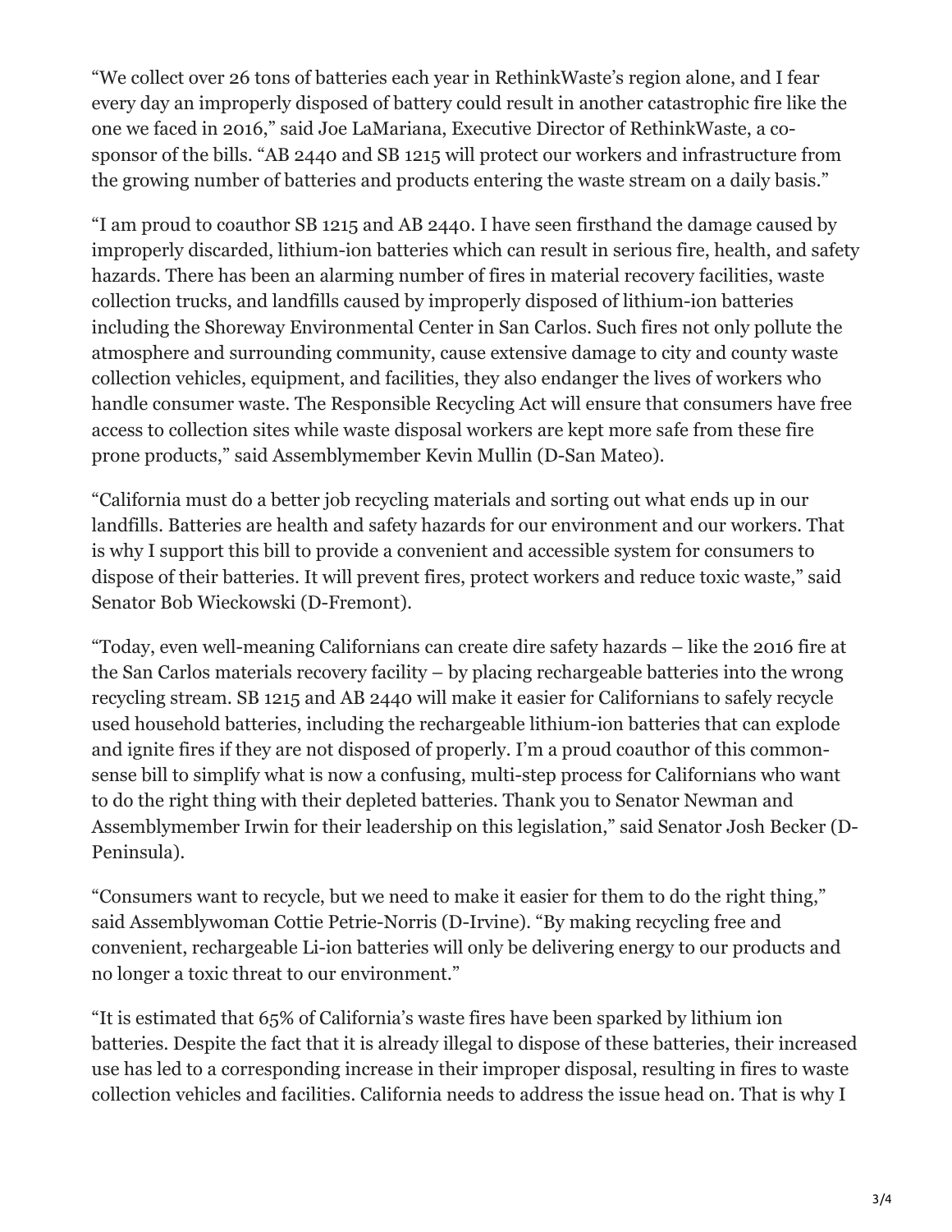"We collect over 26 tons of batteries each year in RethinkWaste's region alone, and I fear every day an improperly disposed of battery could result in another catastrophic fire like the one we faced in 2016," said Joe LaMariana, Executive Director of RethinkWaste, a co-sponsor of the bills. "AB 2440 and SB 1215 will protect our workers and infrastructure from the growing number of batteries and products entering the waste stream on a daily basis."

"I am proud to coauthor SB 1215 and AB 2440. I have seen firsthand the damage caused by improperly discarded, lithium-ion batteries which can result in serious fire, health, and safety hazards. There has been an alarming number of fires in material recovery facilities, waste collection trucks, and landfills caused by improperly disposed of lithium-ion batteries including the Shoreway Environmental Center in San Carlos. Such fires not only pollute the atmosphere and surrounding community, cause extensive damage to city and county waste collection vehicles, equipment, and facilities, they also endanger the lives of workers who handle consumer waste. The Responsible Recycling Act will ensure that consumers have free access to collection sites while waste disposal workers are kept more safe from these fire prone products," said Assemblymember Kevin Mullin (D-San Mateo).

"California must do a better job recycling materials and sorting out what ends up in our landfills. Batteries are health and safety hazards for our environment and our workers. That is why I support this bill to provide a convenient and accessible system for consumers to dispose of their batteries. It will prevent fires, protect workers and reduce toxic waste," said Senator Bob Wieckowski (D-Fremont).

"Today, even well-meaning Californians can create dire safety hazards – like the 2016 fire at the San Carlos materials recovery facility – by placing rechargeable batteries into the wrong recycling stream. SB 1215 and AB 2440 will make it easier for Californians to safely recycle used household batteries, including the rechargeable lithium-ion batteries that can explode and ignite fires if they are not disposed of properly. I'm a proud coauthor of this common-sense bill to simplify what is now a confusing, multi-step process for Californians who want to do the right thing with their depleted batteries. Thank you to Senator Newman and Assemblymember Irwin for their leadership on this legislation," said Senator Josh Becker (D-Peninsula).

"Consumers want to recycle, but we need to make it easier for them to do the right thing," said Assemblywoman Cottie Petrie-Norris (D-Irvine). "By making recycling free and convenient, rechargeable Li-ion batteries will only be delivering energy to our products and no longer a toxic threat to our environment."

"It is estimated that 65% of California's waste fires have been sparked by lithium ion batteries. Despite the fact that it is already illegal to dispose of these batteries, their increased use has led to a corresponding increase in their improper disposal, resulting in fires to waste collection vehicles and facilities. California needs to address the issue head on. That is why I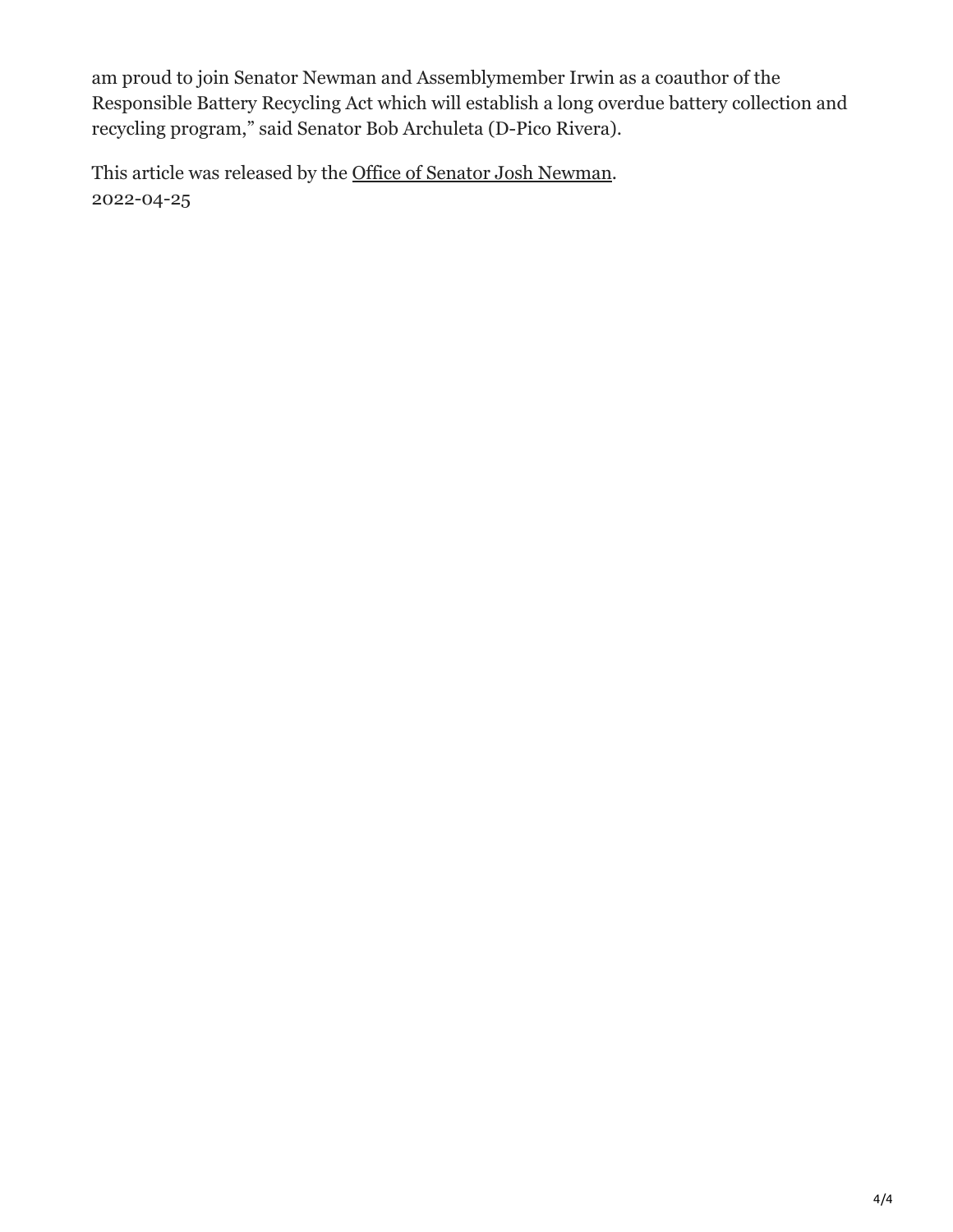am proud to join Senator Newman and Assemblymember Irwin as a coauthor of the Responsible Battery Recycling Act which will establish a long overdue battery collection and recycling program," said Senator Bob Archuleta (D-Pico Rivera).

This article was released by the Office of Senator Josh Newman.
2022-04-25